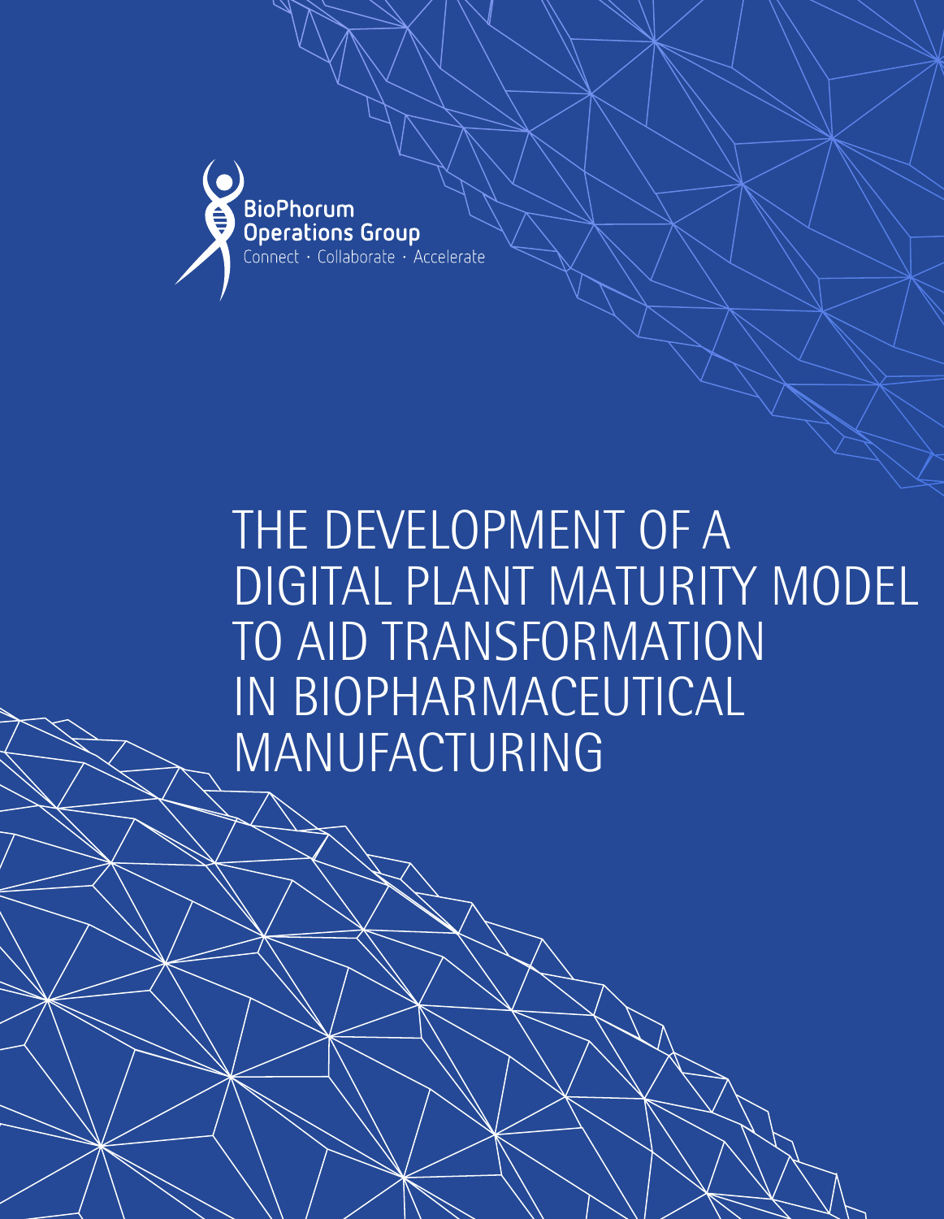BioPhorum Operations Group

Connect · Collaborate · Accelerate

# THE DEVELOPMENT OF A DIGITAL PLANT MATURITY MODEL TO AID TRANSFORMATION IN BIOPHARMACEUTICAL MANUFACTURING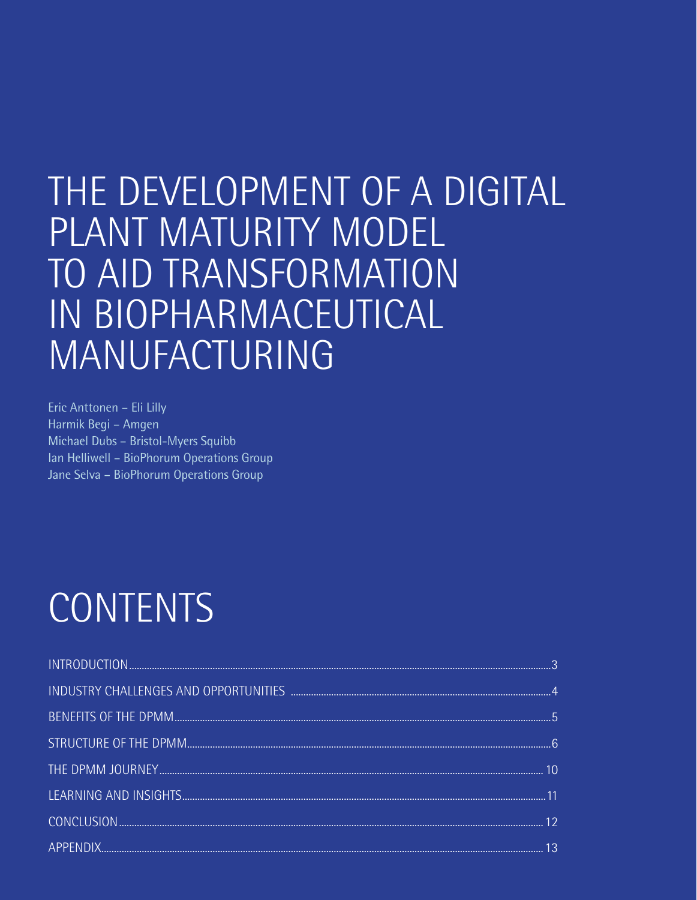# THE DEVELOPMENT OF A DIGITAL PLANT MATURITY MODEL TO AID TRANSFORMATION IN BIOPHARMACEUTICAL MANUFACTURING

Eric Anttonen – Eli Lilly
Harmik Begi – Amgen
Michael Dubs – Bristol-Myers Squibb
Ian Helliwell – BioPhorum Operations Group
Jane Selva – BioPhorum Operations Group

# CONTENTS

| | |
|---|---|
| INTRODUCTION | 3 |
| INDUSTRY CHALLENGES AND OPPORTUNITIES | 4 |
| BENEFITS OF THE DPMM | 5 |
| STRUCTURE OF THE DPMM | 6 |
| THE DPMM JOURNEY | 10 |
| LEARNING AND INSIGHTS | 11 |
| CONCLUSION | 12 |
| APPENDIX | 13 |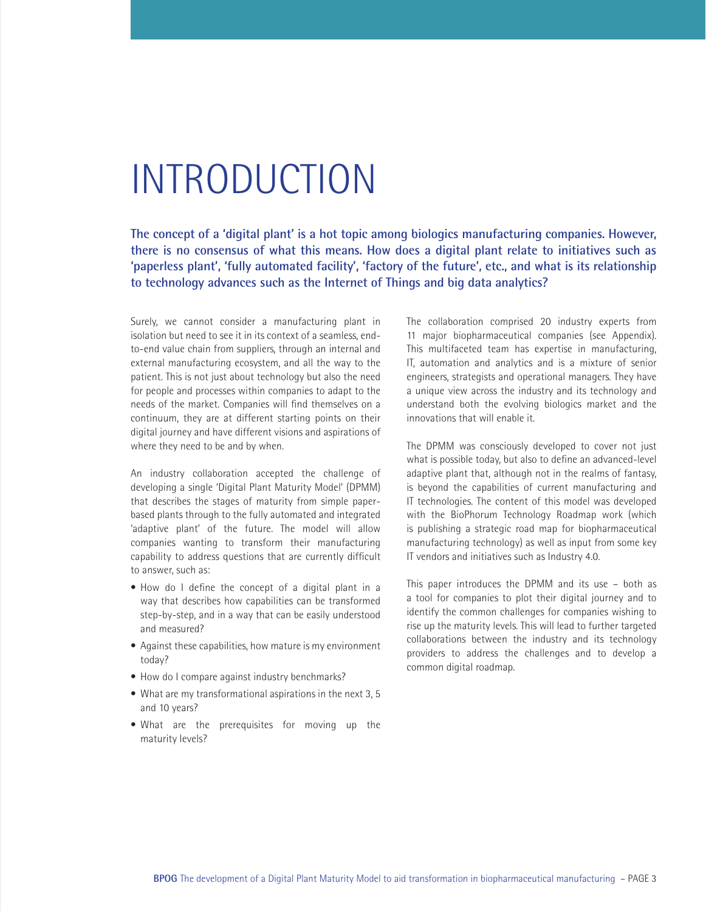# INTRODUCTION

**The concept of a 'digital plant' is a hot topic among biologics manufacturing companies. However, there is no consensus of what this means. How does a digital plant relate to initiatives such as 'paperless plant', 'fully automated facility', 'factory of the future', etc., and what is its relationship to technology advances such as the Internet of Things and big data analytics?**

Surely, we cannot consider a manufacturing plant in isolation but need to see it in its context of a seamless, end-to-end value chain from suppliers, through an internal and external manufacturing ecosystem, and all the way to the patient. This is not just about technology but also the need for people and processes within companies to adapt to the needs of the market. Companies will find themselves on a continuum, they are at different starting points on their digital journey and have different visions and aspirations of where they need to be and by when.

An industry collaboration accepted the challenge of developing a single 'Digital Plant Maturity Model' (DPMM) that describes the stages of maturity from simple paper-based plants through to the fully automated and integrated 'adaptive plant' of the future. The model will allow companies wanting to transform their manufacturing capability to address questions that are currently difficult to answer, such as:

- How do I define the concept of a digital plant in a way that describes how capabilities can be transformed step-by-step, and in a way that can be easily understood and measured?
- Against these capabilities, how mature is my environment today?
- How do I compare against industry benchmarks?
- What are my transformational aspirations in the next 3, 5 and 10 years?
- What are the prerequisites for moving up the maturity levels?

The collaboration comprised 20 industry experts from 11 major biopharmaceutical companies (see Appendix). This multifaceted team has expertise in manufacturing, IT, automation and analytics and is a mixture of senior engineers, strategists and operational managers. They have a unique view across the industry and its technology and understand both the evolving biologics market and the innovations that will enable it.

The DPMM was consciously developed to cover not just what is possible today, but also to define an advanced-level adaptive plant that, although not in the realms of fantasy, is beyond the capabilities of current manufacturing and IT technologies. The content of this model was developed with the BioPhorum Technology Roadmap work (which is publishing a strategic road map for biopharmaceutical manufacturing technology) as well as input from some key IT vendors and initiatives such as Industry 4.0.

This paper introduces the DPMM and its use – both as a tool for companies to plot their digital journey and to identify the common challenges for companies wishing to rise up the maturity levels. This will lead to further targeted collaborations between the industry and its technology providers to address the challenges and to develop a common digital roadmap.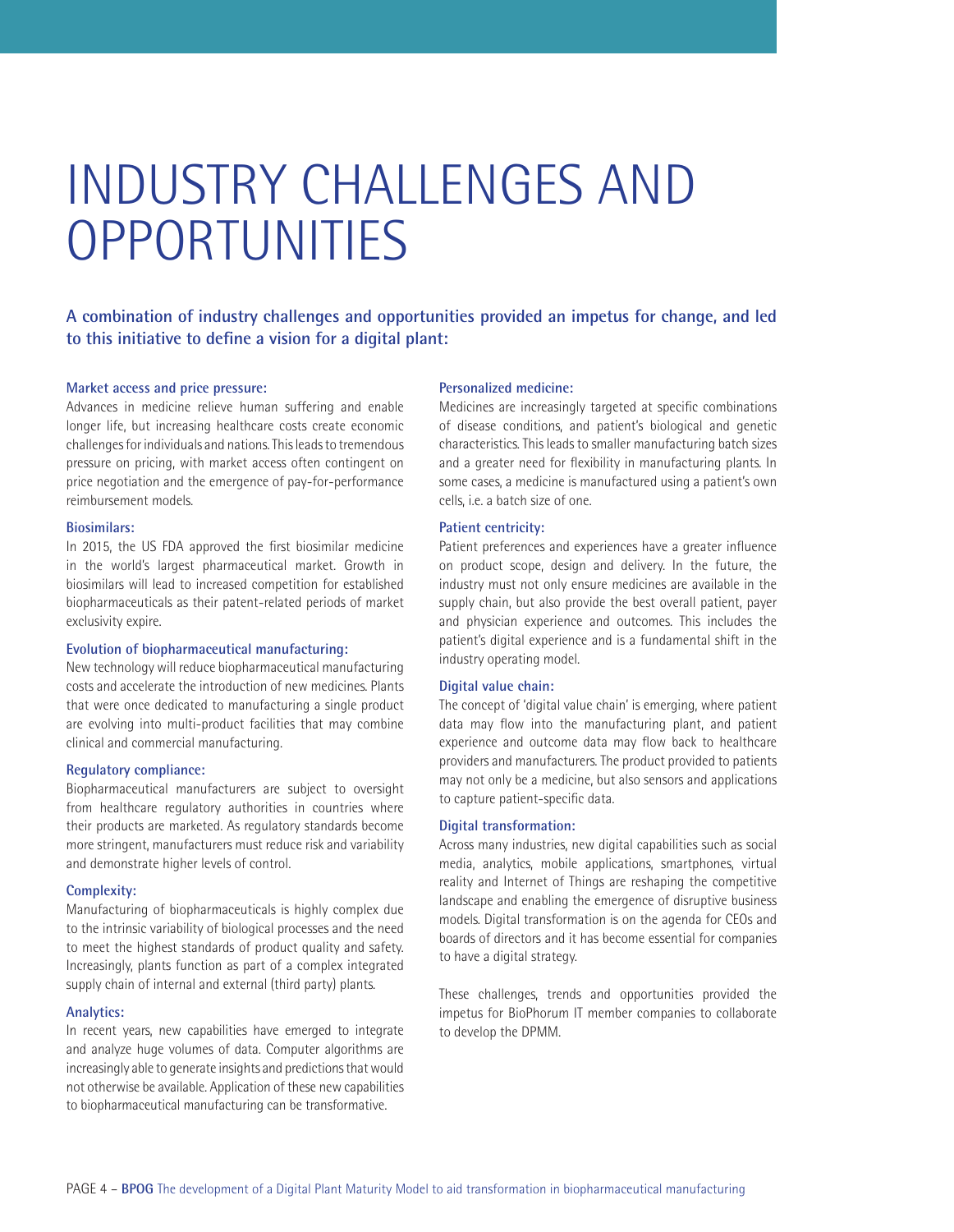# INDUSTRY CHALLENGES AND OPPORTUNITIES

**A combination of industry challenges and opportunities provided an impetus for change, and led to this initiative to define a vision for a digital plant:**

**Market access and price pressure:**
Advances in medicine relieve human suffering and enable longer life, but increasing healthcare costs create economic challenges for individuals and nations. This leads to tremendous pressure on pricing, with market access often contingent on price negotiation and the emergence of pay-for-performance reimbursement models.

**Biosimilars:**
In 2015, the US FDA approved the first biosimilar medicine in the world's largest pharmaceutical market. Growth in biosimilars will lead to increased competition for established biopharmaceuticals as their patent-related periods of market exclusivity expire.

**Evolution of biopharmaceutical manufacturing:**
New technology will reduce biopharmaceutical manufacturing costs and accelerate the introduction of new medicines. Plants that were once dedicated to manufacturing a single product are evolving into multi-product facilities that may combine clinical and commercial manufacturing.

**Regulatory compliance:**
Biopharmaceutical manufacturers are subject to oversight from healthcare regulatory authorities in countries where their products are marketed. As regulatory standards become more stringent, manufacturers must reduce risk and variability and demonstrate higher levels of control.

**Complexity:**
Manufacturing of biopharmaceuticals is highly complex due to the intrinsic variability of biological processes and the need to meet the highest standards of product quality and safety. Increasingly, plants function as part of a complex integrated supply chain of internal and external (third party) plants.

**Analytics:**
In recent years, new capabilities have emerged to integrate and analyze huge volumes of data. Computer algorithms are increasingly able to generate insights and predictions that would not otherwise be available. Application of these new capabilities to biopharmaceutical manufacturing can be transformative.

**Personalized medicine:**
Medicines are increasingly targeted at specific combinations of disease conditions, and patient's biological and genetic characteristics. This leads to smaller manufacturing batch sizes and a greater need for flexibility in manufacturing plants. In some cases, a medicine is manufactured using a patient's own cells, i.e. a batch size of one.

**Patient centricity:**
Patient preferences and experiences have a greater influence on product scope, design and delivery. In the future, the industry must not only ensure medicines are available in the supply chain, but also provide the best overall patient, payer and physician experience and outcomes. This includes the patient's digital experience and is a fundamental shift in the industry operating model.

**Digital value chain:**
The concept of 'digital value chain' is emerging, where patient data may flow into the manufacturing plant, and patient experience and outcome data may flow back to healthcare providers and manufacturers. The product provided to patients may not only be a medicine, but also sensors and applications to capture patient-specific data.

**Digital transformation:**
Across many industries, new digital capabilities such as social media, analytics, mobile applications, smartphones, virtual reality and Internet of Things are reshaping the competitive landscape and enabling the emergence of disruptive business models. Digital transformation is on the agenda for CEOs and boards of directors and it has become essential for companies to have a digital strategy.

These challenges, trends and opportunities provided the impetus for BioPhorum IT member companies to collaborate to develop the DPMM.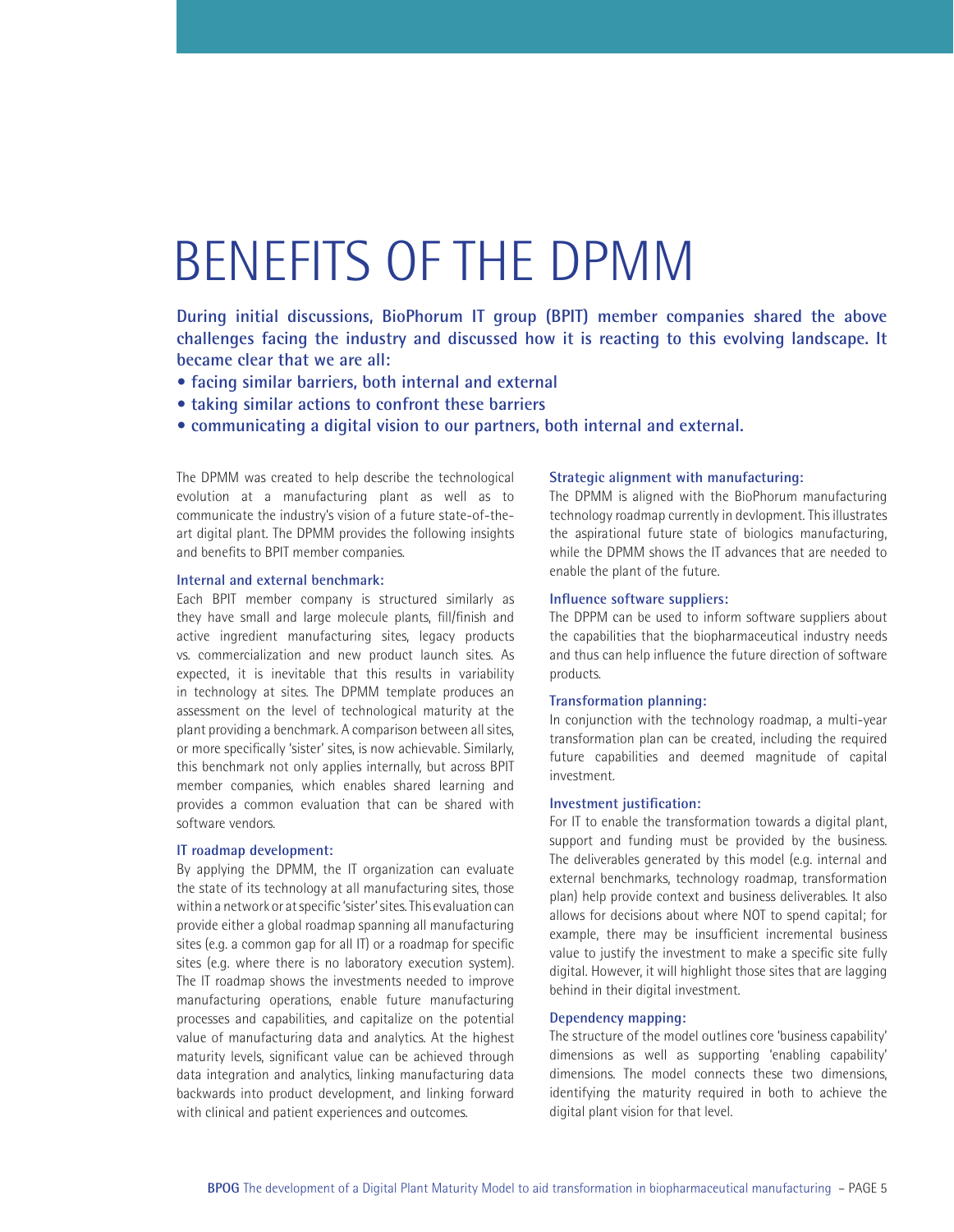# BENEFITS OF THE DPMM

**During initial discussions, BioPhorum IT group (BPIT) member companies shared the above challenges facing the industry and discussed how it is reacting to this evolving landscape. It became clear that we are all:**

- **facing similar barriers, both internal and external**
- **taking similar actions to confront these barriers**
- **communicating a digital vision to our partners, both internal and external.**

The DPMM was created to help describe the technological evolution at a manufacturing plant as well as to communicate the industry's vision of a future state-of-the-art digital plant. The DPMM provides the following insights and benefits to BPIT member companies.

### Internal and external benchmark:

Each BPIT member company is structured similarly as they have small and large molecule plants, fill/finish and active ingredient manufacturing sites, legacy products vs. commercialization and new product launch sites. As expected, it is inevitable that this results in variability in technology at sites. The DPMM template produces an assessment on the level of technological maturity at the plant providing a benchmark. A comparison between all sites, or more specifically 'sister' sites, is now achievable. Similarly, this benchmark not only applies internally, but across BPIT member companies, which enables shared learning and provides a common evaluation that can be shared with software vendors.

### IT roadmap development:

By applying the DPMM, the IT organization can evaluate the state of its technology at all manufacturing sites, those within a network or at specific 'sister' sites. This evaluation can provide either a global roadmap spanning all manufacturing sites (e.g. a common gap for all IT) or a roadmap for specific sites (e.g. where there is no laboratory execution system). The IT roadmap shows the investments needed to improve manufacturing operations, enable future manufacturing processes and capabilities, and capitalize on the potential value of manufacturing data and analytics. At the highest maturity levels, significant value can be achieved through data integration and analytics, linking manufacturing data backwards into product development, and linking forward with clinical and patient experiences and outcomes.

### Strategic alignment with manufacturing:

The DPMM is aligned with the BioPhorum manufacturing technology roadmap currently in devlopment. This illustrates the aspirational future state of biologics manufacturing, while the DPMM shows the IT advances that are needed to enable the plant of the future.

### Influence software suppliers:

The DPPM can be used to inform software suppliers about the capabilities that the biopharmaceutical industry needs and thus can help influence the future direction of software products.

### Transformation planning:

In conjunction with the technology roadmap, a multi-year transformation plan can be created, including the required future capabilities and deemed magnitude of capital investment.

### Investment justification:

For IT to enable the transformation towards a digital plant, support and funding must be provided by the business. The deliverables generated by this model (e.g. internal and external benchmarks, technology roadmap, transformation plan) help provide context and business deliverables. It also allows for decisions about where NOT to spend capital; for example, there may be insufficient incremental business value to justify the investment to make a specific site fully digital. However, it will highlight those sites that are lagging behind in their digital investment.

### Dependency mapping:

The structure of the model outlines core 'business capability' dimensions as well as supporting 'enabling capability' dimensions. The model connects these two dimensions, identifying the maturity required in both to achieve the digital plant vision for that level.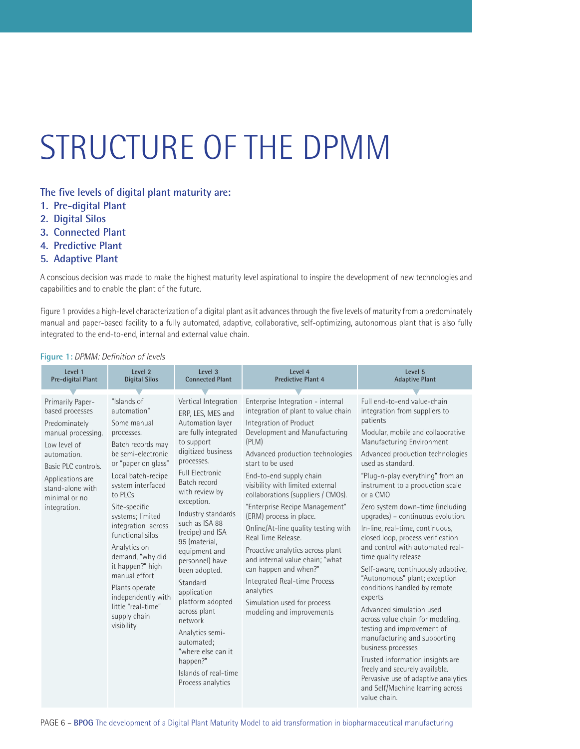# STRUCTURE OF THE DPMM

**The five levels of digital plant maturity are:**

1. **Pre-digital Plant**
2. **Digital Silos**
3. **Connected Plant**
4. **Predictive Plant**
5. **Adaptive Plant**

A conscious decision was made to make the highest maturity level aspirational to inspire the development of new technologies and capabilities and to enable the plant of the future.

Figure 1 provides a high-level characterization of a digital plant as it advances through the five levels of maturity from a predominately manual and paper-based facility to a fully automated, adaptive, collaborative, self-optimizing, autonomous plant that is also fully integrated to the end-to-end, internal and external value chain.

**Figure 1:** *DPMM: Definition of levels*

| Level 1 Pre-digital Plant | Level 2 Digital Silos | Level 3 Connected Plant | Level 4 Predictive Plant 4 | Level 5 Adaptive Plant |
|---|---|---|---|---|
| Primarily Paper-based processes<br><br>Predominately manual processing.<br><br>Low level of automation.<br><br>Basic PLC controls.<br><br>Applications are stand-alone with minimal or no integration. | "Islands of automation"<br><br>Some manual processes.<br><br>Batch records may be semi-electronic or "paper on glass"<br><br>Local batch-recipe system interfaced to PLCs<br><br>Site-specific systems; limited integration across functional silos<br><br>Analytics on demand, "why did it happen?" high manual effort<br><br>Plants operate independently with little "real-time" supply chain visibility | Vertical Integration ERP, LES, MES and Automation layer are fully integrated to support digitized business processes.<br><br>Full Electronic Batch record with review by exception.<br><br>Industry standards such as ISA 88 (recipe) and ISA 95 (material, equipment and personnel) have been adopted.<br><br>Standard application platform adopted across plant network<br><br>Analytics semi-automated; "where else can it happen?"<br><br>Islands of real-time Process analytics | Enterprise Integration - internal integration of plant to value chain<br><br>Integration of Product Development and Manufacturing (PLM)<br><br>Advanced production technologies start to be used<br><br>End-to-end supply chain visibility with limited external collaborations (suppliers / CMOs).<br><br>"Enterprise Recipe Management" (ERM) process in place.<br><br>Online/At-line quality testing with Real Time Release.<br><br>Proactive analytics across plant and internal value chain; "what can happen and when?"<br><br>Integrated Real-time Process analytics<br><br>Simulation used for process modeling and improvements | Full end-to-end value-chain integration from suppliers to patients<br><br>Modular, mobile and collaborative Manufacturing Environment<br><br>Advanced production technologies used as standard.<br><br>"Plug-n-play everything" from an instrument to a production scale or a CMO<br><br>Zero system down-time (including upgrades) – continuous evolution.<br><br>In-line, real-time, continuous, closed loop, process verification and control with automated real-time quality release<br><br>Self-aware, continuously adaptive, "Autonomous" plant; exception conditions handled by remote experts<br><br>Advanced simulation used across value chain for modeling, testing and improvement of manufacturing and supporting business processes<br><br>Trusted information insights are freely and securely available. Pervasive use of adaptive analytics and Self/Machine learning across value chain. |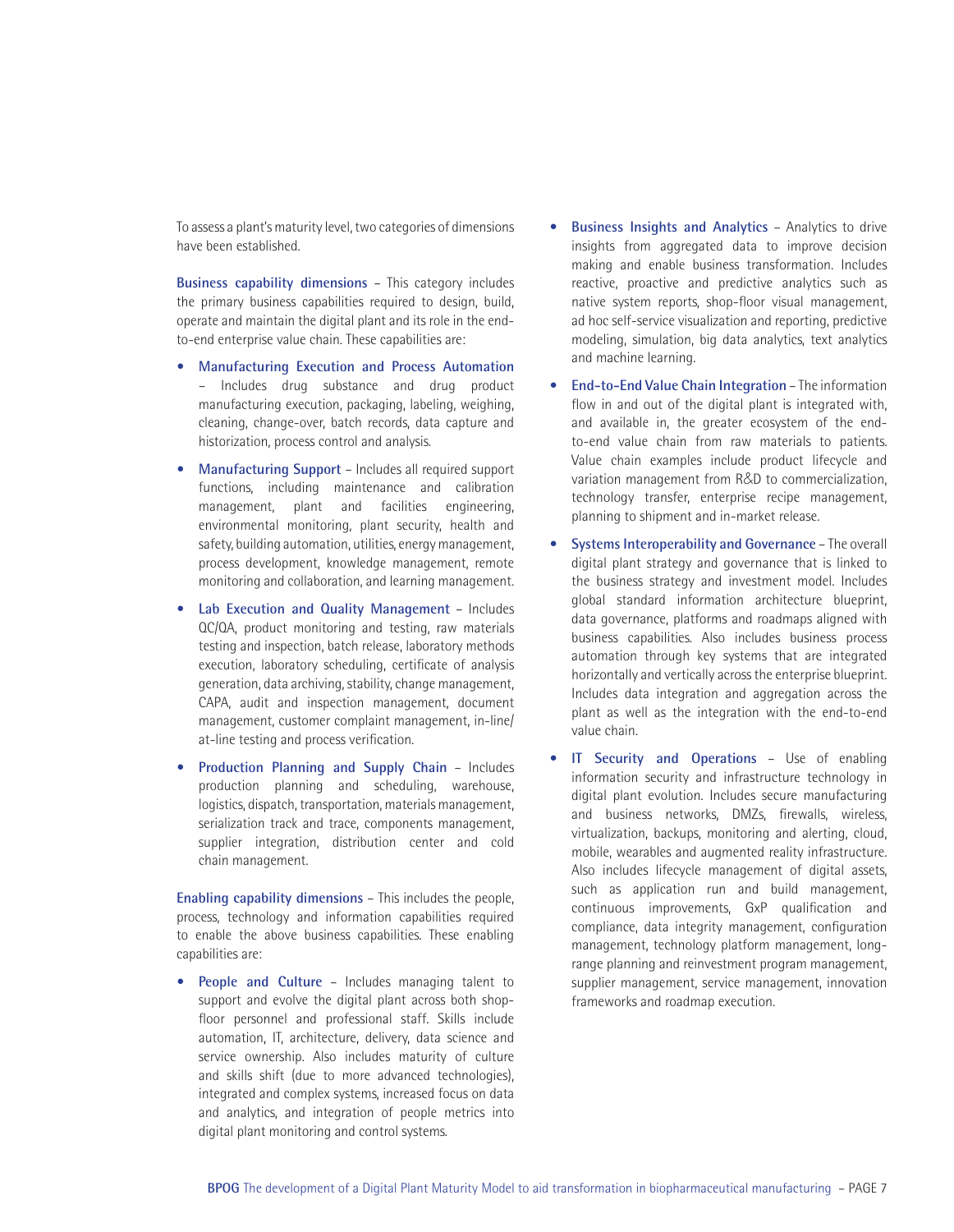To assess a plant's maturity level, two categories of dimensions have been established.

**Business capability dimensions** – This category includes the primary business capabilities required to design, build, operate and maintain the digital plant and its role in the end-to-end enterprise value chain. These capabilities are:

- **Manufacturing Execution and Process Automation** – Includes drug substance and drug product manufacturing execution, packaging, labeling, weighing, cleaning, change-over, batch records, data capture and historization, process control and analysis.
- **Manufacturing Support** – Includes all required support functions, including maintenance and calibration management, plant and facilities engineering, environmental monitoring, plant security, health and safety, building automation, utilities, energy management, process development, knowledge management, remote monitoring and collaboration, and learning management.
- **Lab Execution and Quality Management** – Includes QC/QA, product monitoring and testing, raw materials testing and inspection, batch release, laboratory methods execution, laboratory scheduling, certificate of analysis generation, data archiving, stability, change management, CAPA, audit and inspection management, document management, customer complaint management, in-line/at-line testing and process verification.
- **Production Planning and Supply Chain** – Includes production planning and scheduling, warehouse, logistics, dispatch, transportation, materials management, serialization track and trace, components management, supplier integration, distribution center and cold chain management.

**Enabling capability dimensions** – This includes the people, process, technology and information capabilities required to enable the above business capabilities. These enabling capabilities are:

- **People and Culture** – Includes managing talent to support and evolve the digital plant across both shop-floor personnel and professional staff. Skills include automation, IT, architecture, delivery, data science and service ownership. Also includes maturity of culture and skills shift (due to more advanced technologies), integrated and complex systems, increased focus on data and analytics, and integration of people metrics into digital plant monitoring and control systems.
- **Business Insights and Analytics** – Analytics to drive insights from aggregated data to improve decision making and enable business transformation. Includes reactive, proactive and predictive analytics such as native system reports, shop-floor visual management, ad hoc self-service visualization and reporting, predictive modeling, simulation, big data analytics, text analytics and machine learning.
- **End-to-End Value Chain Integration** – The information flow in and out of the digital plant is integrated with, and available in, the greater ecosystem of the end-to-end value chain from raw materials to patients. Value chain examples include product lifecycle and variation management from R&D to commercialization, technology transfer, enterprise recipe management, planning to shipment and in-market release.
- **Systems Interoperability and Governance** – The overall digital plant strategy and governance that is linked to the business strategy and investment model. Includes global standard information architecture blueprint, data governance, platforms and roadmaps aligned with business capabilities. Also includes business process automation through key systems that are integrated horizontally and vertically across the enterprise blueprint. Includes data integration and aggregation across the plant as well as the integration with the end-to-end value chain.
- **IT Security and Operations** – Use of enabling information security and infrastructure technology in digital plant evolution. Includes secure manufacturing and business networks, DMZs, firewalls, wireless, virtualization, backups, monitoring and alerting, cloud, mobile, wearables and augmented reality infrastructure. Also includes lifecycle management of digital assets, such as application run and build management, continuous improvements, GxP qualification and compliance, data integrity management, configuration management, technology platform management, long-range planning and reinvestment program management, supplier management, service management, innovation frameworks and roadmap execution.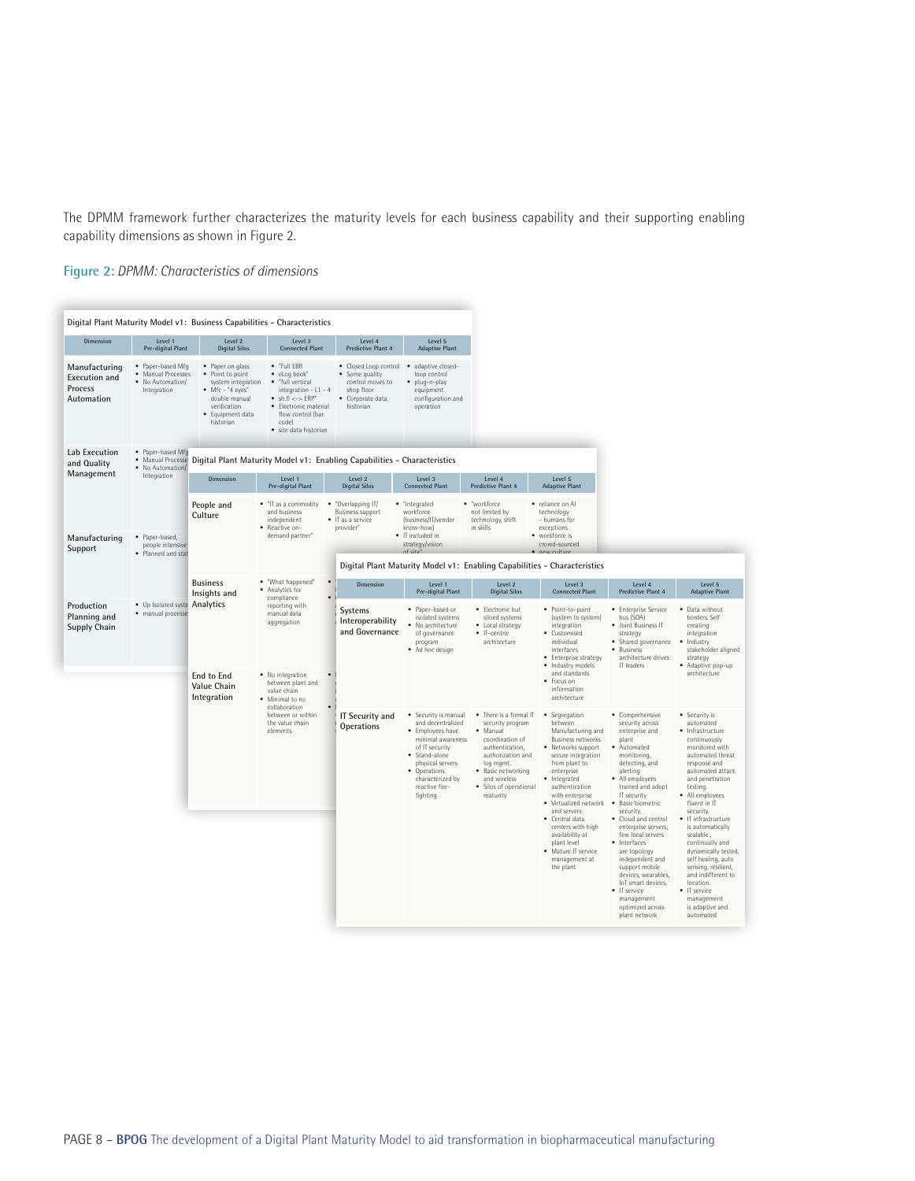The DPMM framework further characterizes the maturity levels for each business capability and their supporting enabling capability dimensions as shown in Figure 2.

**Figure 2:** *DPMM: Characteristics of dimensions*

**Digital Plant Maturity Model v1: Business Capabilities - Characteristics**

| Dimension | Level 1 Pre-digital Plant | Level 2 Digital Silos | Level 3 Connected Plant | Level 4 Predictive Plant 4 | Level 5 Adaptive Plant |
|---|---|---|---|---|---|
| Manufacturing Execution and Process Automation | • Paper-based Mfg • Manual Processes • No Automation/ Integration | • Paper on glass • Point to point system integration • Mfc - "4 eyes" double manual verification • Equipment data historian | • "Full EBR • eLog book" • "full vertical integration - L1 - 4 • sh.fl <-> ERP" • Electronic material flow control (bar code) • site data historian | • Closed Loop control • Some quality control moves to shop floor • Corporate data historian | • adaptive closed-loop control • plug-n-play equipment configuration and operation |
| Lab Execution and Quality Management | • Paper-based Mfg • Manual Processes • No Automation/ Integration | | | | |
| Manufacturing Support | • Paper-based, people intensive • Planned and stat | | | | |
| Production Planning and Supply Chain | • Up Isolated syste • manual processe | | | | |

**Digital Plant Maturity Model v1: Enabling Capabilities - Characteristics**

| Dimension | Level 1 Pre-digital Plant | Level 2 Digital Silos | Level 3 Connected Plant | Level 4 Predictive Plant 4 | Level 5 Adaptive Plant |
|---|---|---|---|---|---|
| People and Culture | • "IT as a commodity and business independent • Reactive on-demand partner" | • "Overlapping IT/ Business support • IT as a service provider" | • "integrated workforce (business/IT/vendor know-how) • IT included in strategy/vision of site" | • "workforce not limited by technology, shift in skills | • reliance on AI technology - humans for exceptions • workforce is crowd-sourced • new culture |
| Business Insights and Analytics | • "What happened" • Analytics for compliance reporting with manual data aggregation | | | | |
| End to End Value Chain Integration | • No integration between plant and value chain • Minimal to no collaboration between or within the value chain elements | | | | |

**Digital Plant Maturity Model v1: Enabling Capabilities - Characteristics**

| Dimension | Level 1 Pre-digital Plant | Level 2 Digital Silos | Level 3 Connected Plant | Level 4 Predictive Plant 4 | Level 5 Adaptive Plant |
|---|---|---|---|---|---|
| Systems Interoperability and Governance | • Paper-based or isolated systems • No architecture of governance program • Ad hoc design | • Electronic but siloed systems • Local strategy • IT-centric architecture | • Point-to-point (system to system) integration • Customised individual interfaces • Enterprise strategy • Industry models and standards • Focus on information architecture | • Enterprise Service bus (SOA) • Joint Business IT strategy • Shared governance • Business architecture drives IT leaders | • Data without borders. Self creating integration • Industry stakeholder aligned strategy • Adaptive pop-up architecture |
| IT Security and Operations | • Security is manual and decentralized • Employees have minimal awareness of IT security • Stand-alone physical servers • Operations characterized by reactive fire-fighting | • There is a formal IT security program • Manual coordination of authentication, authorization and log mgmt. • Basic networking and wireless • Silos of operational maturity | • Segregation between Manufacturing and Business networks • Networks support secure integration from plant to enterprise • Integrated authentication with enterprise • Virtualized network and servers • Central data centers with high availability at plant level • Mature IT service management at the plant | • Comprehensive security across enterprise and plant • Automated monitoring, detecting, and alerting • All employees trained and adopt IT security • Basic biometric security. • Cloud and central enterprise servers; few local servers • Interfaces are topology independent and support mobile devices, wearables, IoT smart devices. • IT service management optimized across plant network | • Security is automated • Infrastructure continuously monitored with automated threat response and automated attack and penetration testing. • All employees fluent in IT security. • IT infrastructure is automatically scalable, continually and dynamically tested, self healing, auto sensing, resilient, and indifferent to location. • IT service management is adaptive and automated |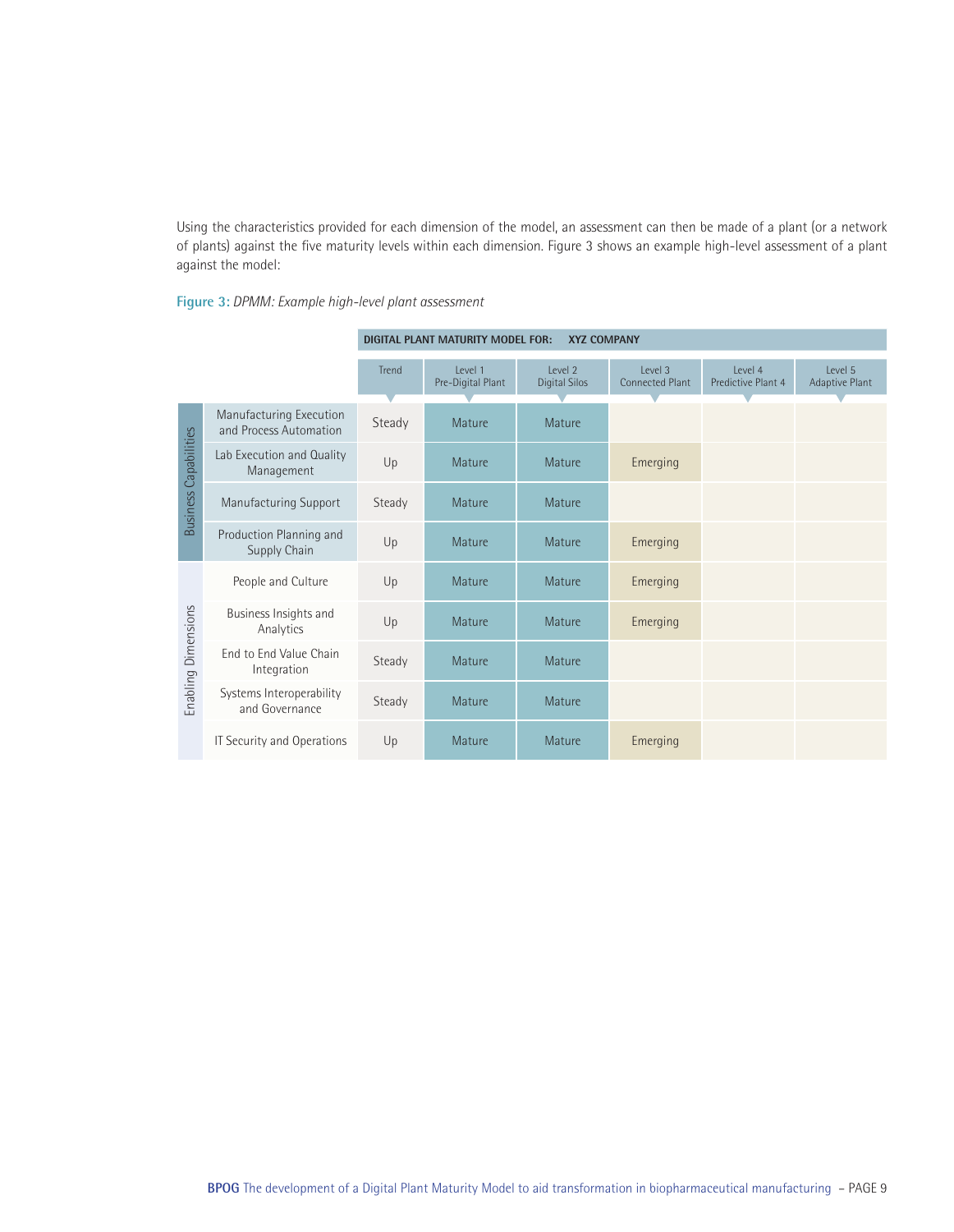Using the characteristics provided for each dimension of the model, an assessment can then be made of a plant (or a network of plants) against the five maturity levels within each dimension. Figure 3 shows an example high-level plant assessment against the model:

**Figure 3:** *DPMM: Example high-level plant assessment*

| | DIGITAL PLANT MATURITY MODEL FOR: XYZ COMPANY | | | | | | |
|---|---|---|---|---|---|---|---|
| | | Trend | Level 1 Pre-Digital Plant | Level 2 Digital Silos | Level 3 Connected Plant | Level 4 Predictive Plant 4 | Level 5 Adaptive Plant |
| Business Capabilities | Manufacturing Execution and Process Automation | Steady | Mature | Mature | | | |
| | Lab Execution and Quality Management | Up | Mature | Mature | Emerging | | |
| | Manufacturing Support | Steady | Mature | Mature | | | |
| | Production Planning and Supply Chain | Up | Mature | Mature | Emerging | | |
| Enabling Dimensions | People and Culture | Up | Mature | Mature | Emerging | | |
| | Business Insights and Analytics | Up | Mature | Mature | Emerging | | |
| | End to End Value Chain Integration | Steady | Mature | Mature | | | |
| | Systems Interoperability and Governance | Steady | Mature | Mature | | | |
| | IT Security and Operations | Up | Mature | Mature | Emerging | | |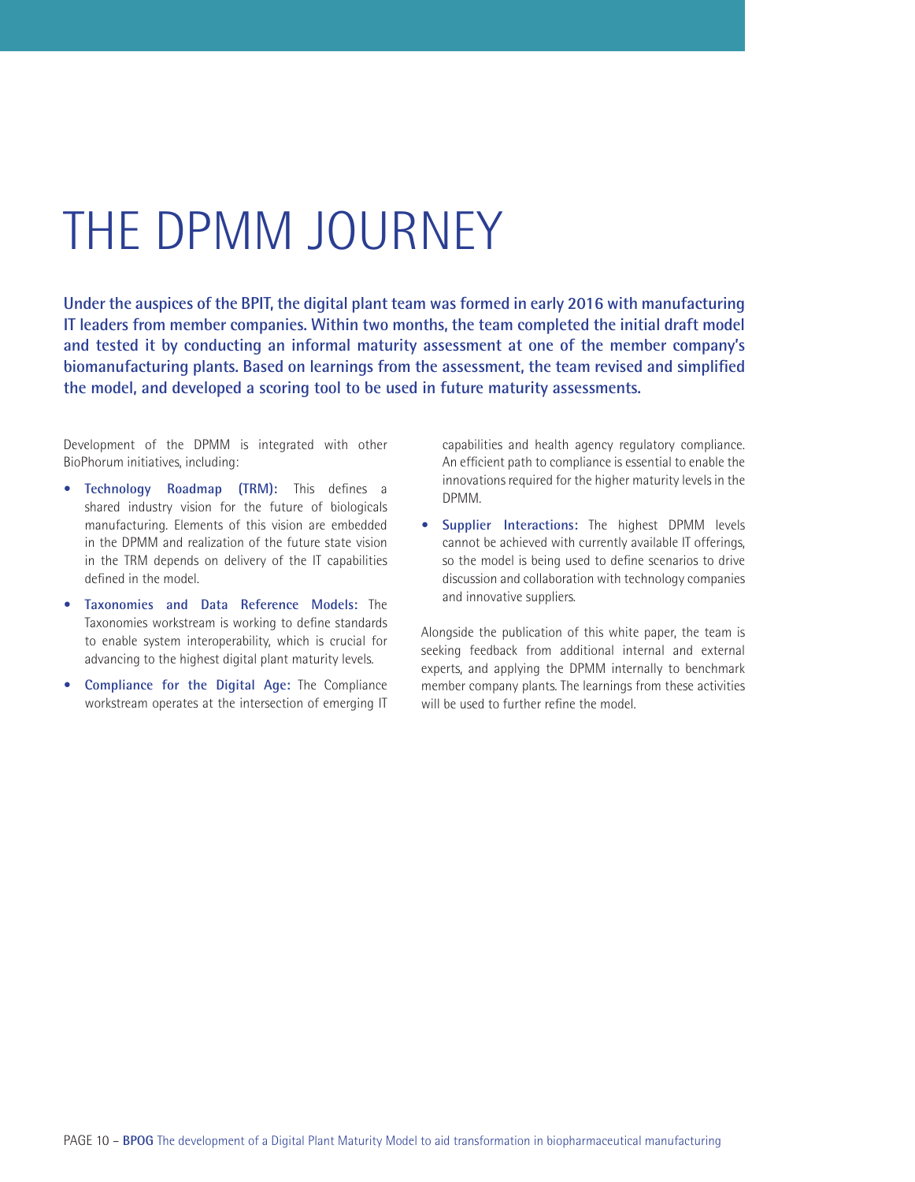# THE DPMM JOURNEY

**Under the auspices of the BPIT, the digital plant team was formed in early 2016 with manufacturing IT leaders from member companies. Within two months, the team completed the initial draft model and tested it by conducting an informal maturity assessment at one of the member company's biomanufacturing plants. Based on learnings from the assessment, the team revised and simplified the model, and developed a scoring tool to be used in future maturity assessments.**

Development of the DPMM is integrated with other BioPhorum initiatives, including:

- **Technology Roadmap (TRM):** This defines a shared industry vision for the future of biologicals manufacturing. Elements of this vision are embedded in the DPMM and realization of the future state vision in the TRM depends on delivery of the IT capabilities defined in the model.
- **Taxonomies and Data Reference Models:** The Taxonomies workstream is working to define standards to enable system interoperability, which is crucial for advancing to the highest digital plant maturity levels.
- **Compliance for the Digital Age:** The Compliance workstream operates at the intersection of emerging IT capabilities and health agency regulatory compliance. An efficient path to compliance is essential to enable the innovations required for the higher maturity levels in the DPMM.
- **Supplier Interactions:** The highest DPMM levels cannot be achieved with currently available IT offerings, so the model is being used to define scenarios to drive discussion and collaboration with technology companies and innovative suppliers.

Alongside the publication of this white paper, the team is seeking feedback from additional internal and external experts, and applying the DPMM internally to benchmark member company plants. The learnings from these activities will be used to further refine the model.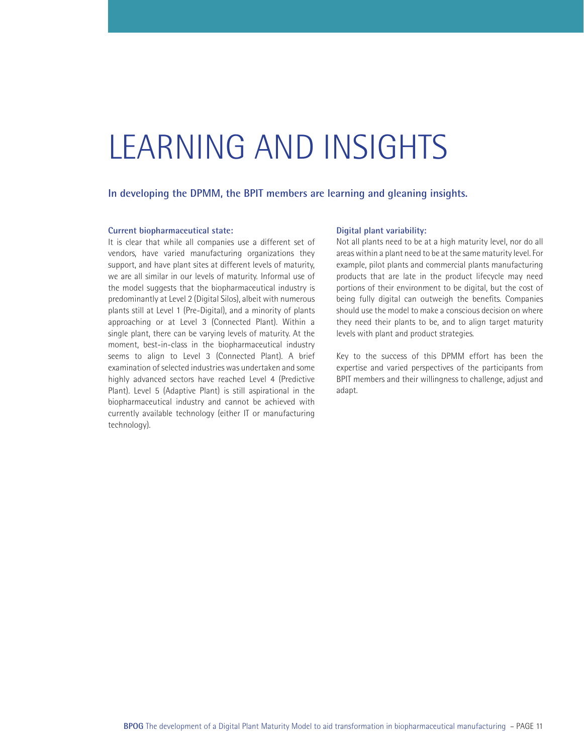# LEARNING AND INSIGHTS

**In developing the DPMM, the BPIT members are learning and gleaning insights.**

**Current biopharmaceutical state:**

It is clear that while all companies use a different set of vendors, have varied manufacturing organizations they support, and have plant sites at different levels of maturity, we are all similar in our levels of maturity. Informal use of the model suggests that the biopharmaceutical industry is predominantly at Level 2 (Digital Silos), albeit with numerous plants still at Level 1 (Pre-Digital), and a minority of plants approaching or at Level 3 (Connected Plant). Within a single plant, there can be varying levels of maturity. At the moment, best-in-class in the biopharmaceutical industry seems to align to Level 3 (Connected Plant). A brief examination of selected industries was undertaken and some highly advanced sectors have reached Level 4 (Predictive Plant). Level 5 (Adaptive Plant) is still aspirational in the biopharmaceutical industry and cannot be achieved with currently available technology (either IT or manufacturing technology).

**Digital plant variability:**

Not all plants need to be at a high maturity level, nor do all areas within a plant need to be at the same maturity level. For example, pilot plants and commercial plants manufacturing products that are late in the product lifecycle may need portions of their environment to be digital, but the cost of being fully digital can outweigh the benefits. Companies should use the model to make a conscious decision on where they need their plants to be, and to align target maturity levels with plant and product strategies.

Key to the success of this DPMM effort has been the expertise and varied perspectives of the participants from BPIT members and their willingness to challenge, adjust and adapt.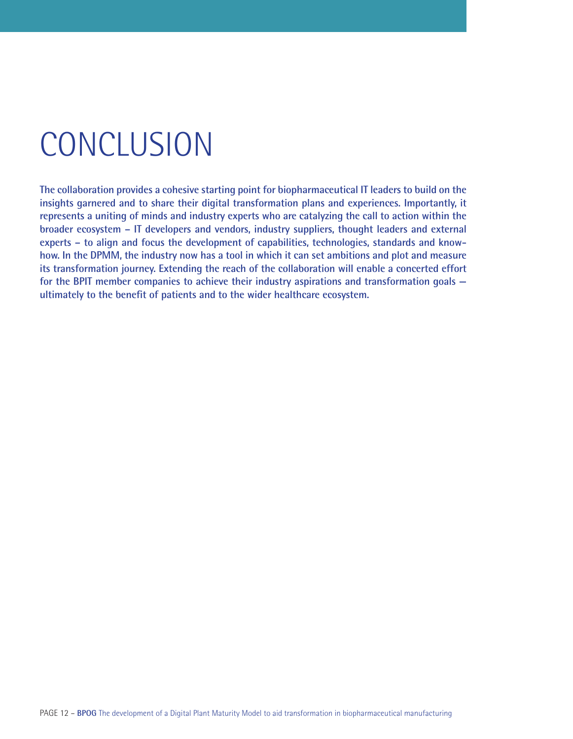# CONCLUSION

**The collaboration provides a cohesive starting point for biopharmaceutical IT leaders to build on the insights garnered and to share their digital transformation plans and experiences. Importantly, it represents a uniting of minds and industry experts who are catalyzing the call to action within the broader ecosystem – IT developers and vendors, industry suppliers, thought leaders and external experts – to align and focus the development of capabilities, technologies, standards and know-how. In the DPMM, the industry now has a tool in which it can set ambitions and plot and measure its transformation journey. Extending the reach of the collaboration will enable a concerted effort for the BPIT member companies to achieve their industry aspirations and transformation goals — ultimately to the benefit of patients and to the wider healthcare ecosystem.**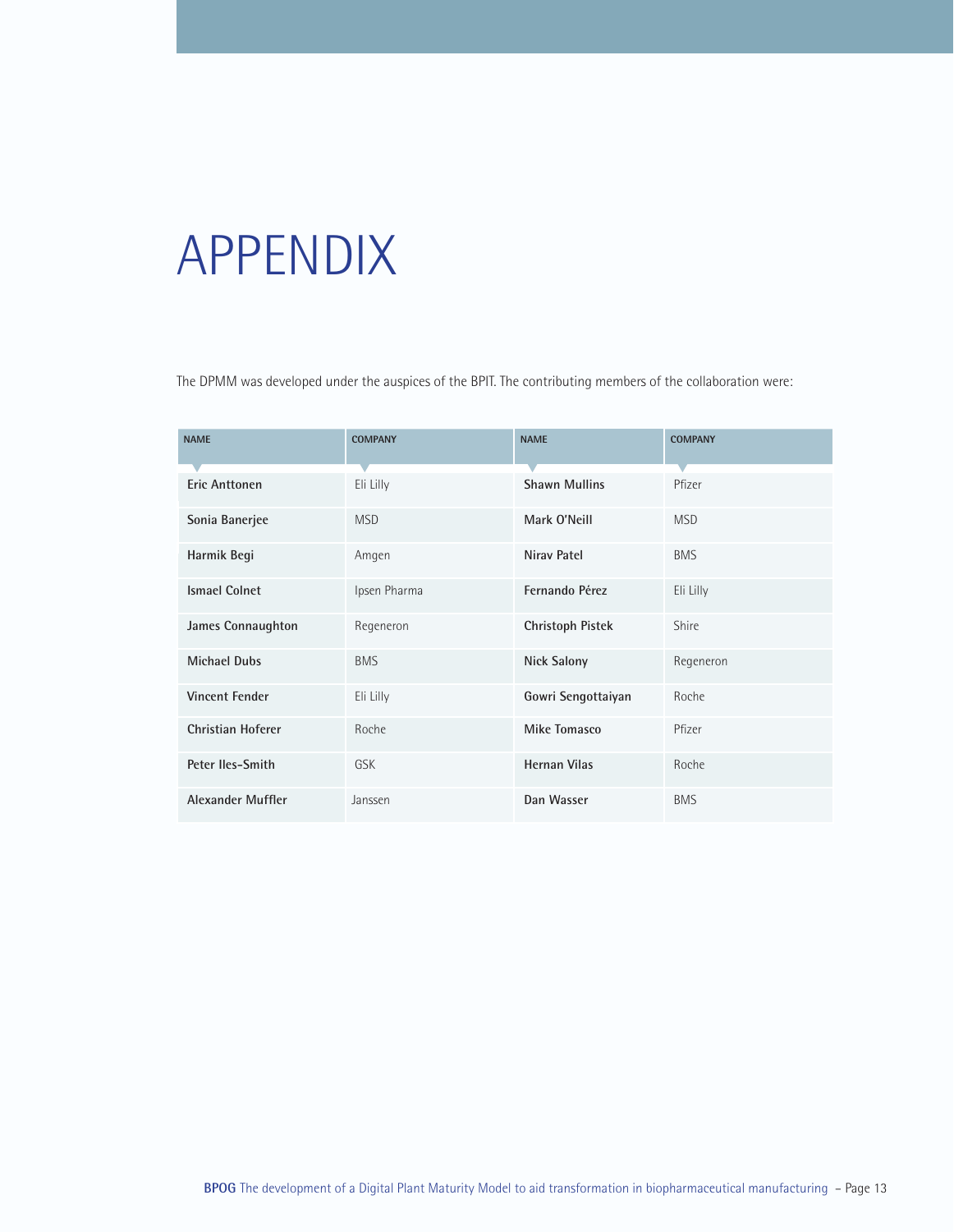# APPENDIX

The DPMM was developed under the auspices of the BPIT. The contributing members of the collaboration were:

| NAME | COMPANY | NAME | COMPANY |
|---|---|---|---|
| **Eric Anttonen** | Eli Lilly | **Shawn Mullins** | Pfizer |
| **Sonia Banerjee** | MSD | **Mark O'Neill** | MSD |
| **Harmik Begi** | Amgen | **Nirav Patel** | BMS |
| **Ismael Colnet** | Ipsen Pharma | **Fernando Pérez** | Eli Lilly |
| **James Connaughton** | Regeneron | **Christoph Pistek** | Shire |
| **Michael Dubs** | BMS | **Nick Salony** | Regeneron |
| **Vincent Fender** | Eli Lilly | **Gowri Sengottaiyan** | Roche |
| **Christian Hoferer** | Roche | **Mike Tomasco** | Pfizer |
| **Peter Iles-Smith** | GSK | **Hernan Vilas** | Roche |
| **Alexander Muffler** | Janssen | **Dan Wasser** | BMS |